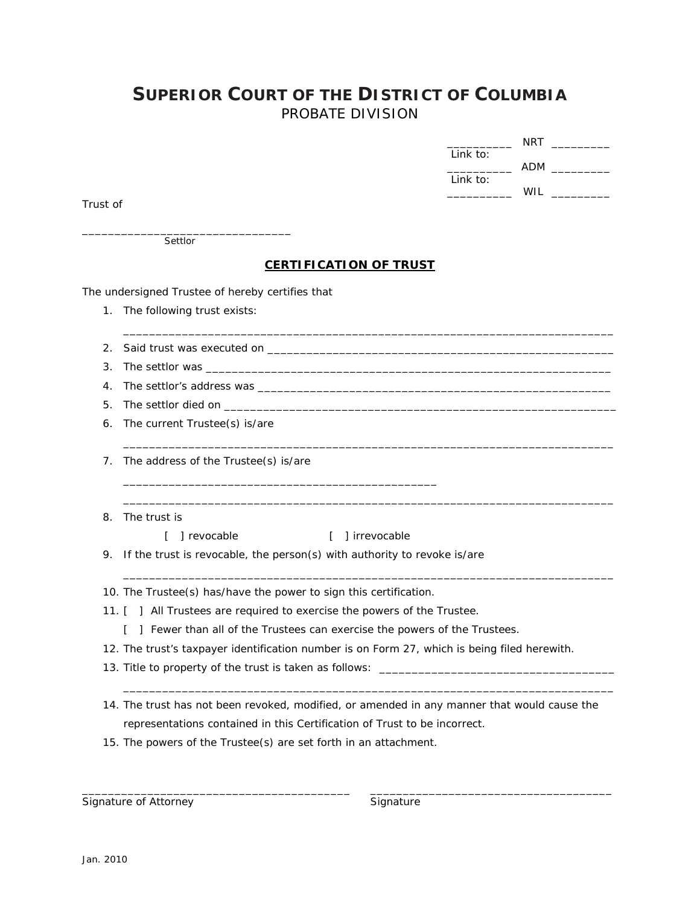# SUPERIOR COURT OF THE DISTRICT OF COLUMBIA
## PROBATE DIVISION

__________ NRT _________
Link to:
__________ ADM _________
Link to:
__________ WIL _________

Trust of

_________________________________
Settlor

**CERTIFICATION OF TRUST**

The undersigned Trustee of hereby certifies that

1. The following trust exists:

   ___________________________________________________________________________

2. Said trust was executed on ____________________________________________________
3. The settlor was ______________________________________________________________
4. The settlor's address was _____________________________________________________
5. The settlor died on __________________________________________________________
6. The current Trustee(s) is/are

   ___________________________________________________________________________

7. The address of the Trustee(s) is/are

   ________________________________________________

   ___________________________________________________________________________

8. The trust is

   [ ] revocable [ ] irrevocable

9. If the trust is revocable, the person(s) with authority to revoke is/are

   ___________________________________________________________________________

10. The Trustee(s) has/have the power to sign this certification.
11. [ ] All Trustees are required to exercise the powers of the Trustee.

    [ ] Fewer than all of the Trustees can exercise the powers of the Trustees.

12. The trust's taxpayer identification number is on Form 27, which is being filed herewith.
13. Title to property of the trust is taken as follows: ___________________________________

    ___________________________________________________________________________

14. The trust has not been revoked, modified, or amended in any manner that would cause the representations contained in this Certification of Trust to be incorrect.
15. The powers of the Trustee(s) are set forth in an attachment.

_________________________________________ Signature of Attorney

_____________________________________ Signature

Jan. 2010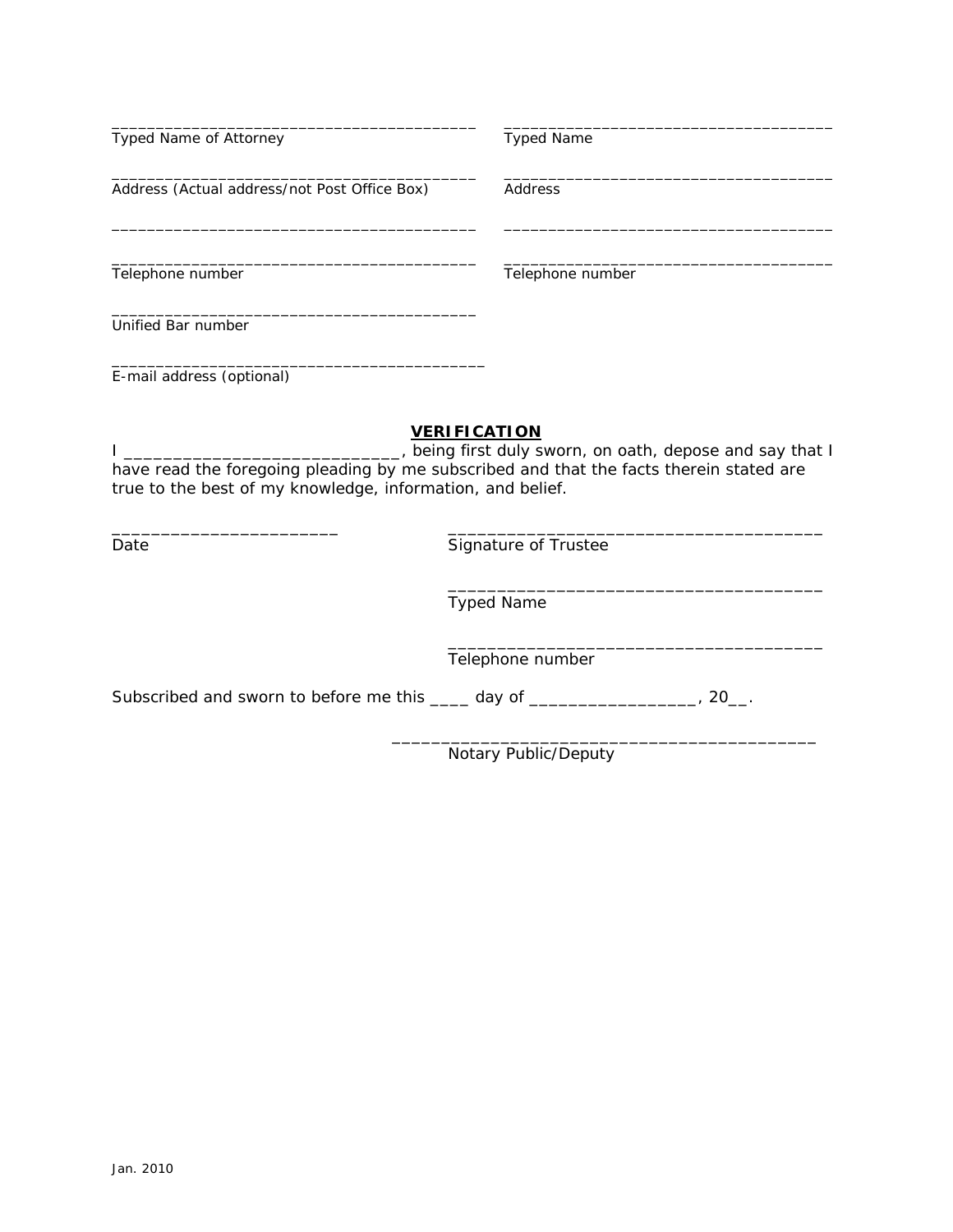\_\_\_\_\_\_\_\_\_\_\_\_\_\_\_\_\_\_\_\_\_\_\_\_\_\_\_\_\_\_\_\_\_\_\_\_\_\_\_\_\_
Typed Name of Attorney

\_\_\_\_\_\_\_\_\_\_\_\_\_\_\_\_\_\_\_\_\_\_\_\_\_\_\_\_\_\_\_\_\_\_\_\_\_\_\_\_\_
Address (Actual address/not Post Office Box)

\_\_\_\_\_\_\_\_\_\_\_\_\_\_\_\_\_\_\_\_\_\_\_\_\_\_\_\_\_\_\_\_\_\_\_\_\_\_\_\_\_

\_\_\_\_\_\_\_\_\_\_\_\_\_\_\_\_\_\_\_\_\_\_\_\_\_\_\_\_\_\_\_\_\_\_\_\_\_\_\_\_\_
Telephone number

\_\_\_\_\_\_\_\_\_\_\_\_\_\_\_\_\_\_\_\_\_\_\_\_\_\_\_\_\_\_\_\_\_\_\_\_\_\_\_\_\_
Unified Bar number

\_\_\_\_\_\_\_\_\_\_\_\_\_\_\_\_\_\_\_\_\_\_\_\_\_\_\_\_\_\_\_\_\_\_\_\_\_\_\_\_\_
E-mail address (optional)

\_\_\_\_\_\_\_\_\_\_\_\_\_\_\_\_\_\_\_\_\_\_\_\_\_\_\_\_\_\_\_\_\_\_\_\_\_\_
Typed Name

\_\_\_\_\_\_\_\_\_\_\_\_\_\_\_\_\_\_\_\_\_\_\_\_\_\_\_\_\_\_\_\_\_\_\_\_\_\_
Address

\_\_\_\_\_\_\_\_\_\_\_\_\_\_\_\_\_\_\_\_\_\_\_\_\_\_\_\_\_\_\_\_\_\_\_\_\_\_

\_\_\_\_\_\_\_\_\_\_\_\_\_\_\_\_\_\_\_\_\_\_\_\_\_\_\_\_\_\_\_\_\_\_\_\_\_\_
Telephone number

## **VERIFICATION**

I \_\_\_\_\_\_\_\_\_\_\_\_\_\_\_\_\_\_\_\_\_\_\_\_\_\_\_\_\_\_, being first duly sworn, on oath, depose and say that I have read the foregoing pleading by me subscribed and that the facts therein stated are true to the best of my knowledge, information, and belief.

\_\_\_\_\_\_\_\_\_\_\_\_\_\_\_\_\_\_\_\_\_\_\_\_
Date

\_\_\_\_\_\_\_\_\_\_\_\_\_\_\_\_\_\_\_\_\_\_\_\_\_\_\_\_\_\_\_\_\_\_\_\_\_\_\_
Signature of Trustee

\_\_\_\_\_\_\_\_\_\_\_\_\_\_\_\_\_\_\_\_\_\_\_\_\_\_\_\_\_\_\_\_\_\_\_\_\_\_\_
Typed Name

\_\_\_\_\_\_\_\_\_\_\_\_\_\_\_\_\_\_\_\_\_\_\_\_\_\_\_\_\_\_\_\_\_\_\_\_\_\_\_
Telephone number

Subscribed and sworn to before me this \_\_\_\_ day of \_\_\_\_\_\_\_\_\_\_\_\_\_\_\_\_\_\_, 20\_\_.

\_\_\_\_\_\_\_\_\_\_\_\_\_\_\_\_\_\_\_\_\_\_\_\_\_\_\_\_\_\_\_\_\_\_\_\_\_\_\_\_\_\_\_\_
Notary Public/Deputy

Jan. 2010